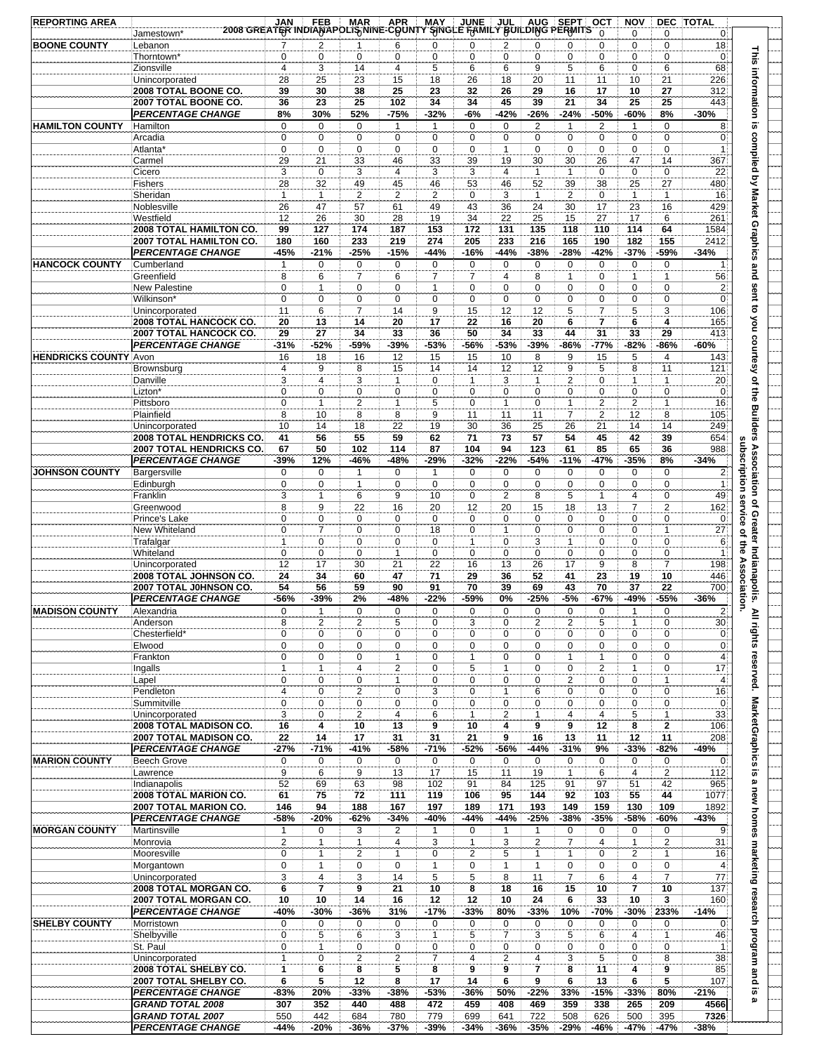# 2008 GREATER INDIANAPOLIS NINE-COUNTY SINGLE FAMILY BUILDING PERMITS

| REPORTING AREA | | JAN | FEB | MAR | APR | MAY | JUNE | JUL | AUG | SEPT | OCT | NOV | DEC | TOTAL |
|---|---|---|---|---|---|---|---|---|---|---|---|---|---|---|
| | Jamestown* | 0 | 0 | 0 | 0 | 0 | 0 | 0 | 0 | 0 | 0 | 0 | 0 | 0 |
| BOONE COUNTY | Lebanon | 7 | 2 | 1 | 6 | 0 | 0 | 2 | 0 | 0 | 0 | 0 | 0 | 18 |
| | Thorntown* | 0 | 0 | 0 | 0 | 0 | 0 | 0 | 0 | 0 | 0 | 0 | 0 | 0 |
| | Zionsville | 4 | 3 | 14 | 4 | 5 | 6 | 6 | 9 | 5 | 6 | 0 | 6 | 68 |
| | Unincorporated | 28 | 25 | 23 | 15 | 18 | 26 | 18 | 20 | 11 | 11 | 10 | 21 | 226 |
| | **2008 TOTAL BOONE CO.** | **39** | **30** | **38** | **25** | **23** | **32** | **26** | **29** | **16** | **17** | **10** | **27** | 312 |
| | **2007 TOTAL BOONE CO.** | **36** | **23** | **25** | **102** | **34** | **34** | **45** | **39** | **21** | **34** | **25** | **25** | 443 |
| | ***PERCENTAGE CHANGE*** | **8%** | **30%** | **52%** | **-75%** | **-32%** | **-6%** | **-42%** | **-26%** | **-24%** | **-50%** | **-60%** | **8%** | **-30%** |
| HAMILTON COUNTY | Hamilton | 0 | 0 | 0 | 1 | 1 | 0 | 0 | 2 | 1 | 2 | 1 | 0 | 8 |
| | Arcadia | 0 | 0 | 0 | 0 | 0 | 0 | 0 | 0 | 0 | 0 | 0 | 0 | 0 |
| | Atlanta* | 0 | 0 | 0 | 0 | 0 | 0 | 1 | 0 | 0 | 0 | 0 | 0 | 1 |
| | Carmel | 29 | 21 | 33 | 46 | 33 | 39 | 19 | 30 | 30 | 26 | 47 | 14 | 367 |
| | Cicero | 3 | 0 | 3 | 4 | 3 | 3 | 4 | 1 | 1 | 0 | 0 | 0 | 22 |
| | Fishers | 28 | 32 | 49 | 45 | 46 | 53 | 46 | 52 | 39 | 38 | 25 | 27 | 480 |
| | Sheridan | 1 | 1 | 2 | 2 | 2 | 0 | 3 | 1 | 2 | 0 | 1 | 1 | 16 |
| | Noblesville | 26 | 47 | 57 | 61 | 49 | 43 | 36 | 24 | 30 | 17 | 23 | 16 | 429 |
| | Westfield | 12 | 26 | 30 | 28 | 19 | 34 | 22 | 25 | 15 | 27 | 17 | 6 | 261 |
| | **2008 TOTAL HAMILTON CO.** | **99** | **127** | **174** | **187** | **153** | **172** | **131** | **135** | **118** | **110** | **114** | **64** | 1584 |
| | **2007 TOTAL HAMILTON CO.** | **180** | **160** | **233** | **219** | **274** | **205** | **233** | **216** | **165** | **190** | **182** | **155** | 2412 |
| | ***PERCENTAGE CHANGE*** | **-45%** | **-21%** | **-25%** | **-15%** | **-44%** | **-16%** | **-44%** | **-38%** | **-28%** | **-42%** | **-37%** | **-59%** | **-34%** |
| HANCOCK COUNTY | Cumberland | 1 | 0 | 0 | 0 | 0 | 0 | 0 | 0 | 0 | 0 | 0 | 0 | 1 |
| | Greenfield | 8 | 6 | 7 | 6 | 7 | 7 | 4 | 8 | 1 | 0 | 1 | 1 | 56 |
| | New Palestine | 0 | 1 | 0 | 0 | 1 | 0 | 0 | 0 | 0 | 0 | 0 | 0 | 2 |
| | Wilkinson* | 0 | 0 | 0 | 0 | 0 | 0 | 0 | 0 | 0 | 0 | 0 | 0 | 0 |
| | Unincorporated | 11 | 6 | 7 | 14 | 9 | 15 | 12 | 12 | 5 | 7 | 5 | 3 | 106 |
| | **2008 TOTAL HANCOCK CO.** | **20** | **13** | **14** | **20** | **17** | **22** | **16** | **20** | **6** | **7** | **6** | **4** | 165 |
| | **2007 TOTAL HANCOCK CO.** | **29** | **27** | **34** | **33** | **36** | **50** | **34** | **33** | **44** | **31** | **33** | **29** | 413 |
| | ***PERCENTAGE CHANGE*** | **-31%** | **-52%** | **-59%** | **-39%** | **-53%** | **-56%** | **-53%** | **-39%** | **-86%** | **-77%** | **-82%** | **-86%** | **-60%** |
| HENDRICKS COUNTY | Avon | 16 | 18 | 16 | 12 | 15 | 15 | 10 | 8 | 9 | 15 | 5 | 4 | 143 |
| | Brownsburg | 4 | 9 | 8 | 15 | 14 | 14 | 12 | 12 | 9 | 5 | 8 | 11 | 121 |
| | Danville | 3 | 4 | 3 | 1 | 0 | 1 | 3 | 1 | 2 | 0 | 1 | 1 | 20 |
| | Lizton* | 0 | 0 | 0 | 0 | 0 | 0 | 0 | 0 | 0 | 0 | 0 | 0 | 0 |
| | Pittsboro | 0 | 1 | 2 | 1 | 5 | 0 | 1 | 0 | 1 | 2 | 2 | 1 | 16 |
| | Plainfield | 8 | 10 | 8 | 8 | 9 | 11 | 11 | 11 | 7 | 2 | 12 | 8 | 105 |
| | Unincorporated | 10 | 14 | 18 | 22 | 19 | 30 | 36 | 25 | 26 | 21 | 14 | 14 | 249 |
| | **2008 TOTAL HENDRICKS CO.** | **41** | **56** | **55** | **59** | **62** | **71** | **73** | **57** | **54** | **45** | **42** | **39** | 654 |
| | **2007 TOTAL HENDRICKS CO.** | **67** | **50** | **102** | **114** | **87** | **104** | **94** | **123** | **61** | **85** | **65** | **36** | 988 |
| | ***PERCENTAGE CHANGE*** | **-39%** | **12%** | **-46%** | **-48%** | **-29%** | **-32%** | **-22%** | **-54%** | **-11%** | **-47%** | **-35%** | **8%** | **-34%** |
| JOHNSON COUNTY | Bargersville | 0 | 0 | 1 | 0 | 1 | 0 | 0 | 0 | 0 | 0 | 0 | 0 | 2 |
| | Edinburgh | 0 | 0 | 1 | 0 | 0 | 0 | 0 | 0 | 0 | 0 | 0 | 0 | 1 |
| | Franklin | 3 | 1 | 6 | 9 | 10 | 0 | 2 | 8 | 5 | 1 | 4 | 0 | 49 |
| | Greenwood | 8 | 9 | 22 | 16 | 20 | 12 | 20 | 15 | 18 | 13 | 7 | 2 | 162 |
| | Prince's Lake | 0 | 0 | 0 | 0 | 0 | 0 | 0 | 0 | 0 | 0 | 0 | 0 | 0 |
| | New Whiteland | 0 | 7 | 0 | 0 | 18 | 0 | 1 | 0 | 0 | 0 | 0 | 1 | 27 |
| | Trafalgar | 1 | 0 | 0 | 0 | 0 | 1 | 0 | 3 | 1 | 0 | 0 | 0 | 6 |
| | Whiteland | 0 | 0 | 0 | 1 | 0 | 0 | 0 | 0 | 0 | 0 | 0 | 0 | 1 |
| | Unincorporated | 12 | 17 | 30 | 21 | 22 | 16 | 13 | 26 | 17 | 9 | 8 | 7 | 198 |
| | **2008 TOTAL JOHNSON CO.** | **24** | **34** | **60** | **47** | **71** | **29** | **36** | **52** | **41** | **23** | **19** | **10** | 446 |
| | **2007 TOTAL JOHNSON CO.** | **54** | **56** | **59** | **90** | **91** | **70** | **39** | **69** | **43** | **70** | **37** | **22** | 700 |
| | ***PERCENTAGE CHANGE*** | **-56%** | **-39%** | **2%** | **-48%** | **-22%** | **-59%** | **0%** | **-25%** | **-5%** | **-67%** | **-49%** | **-55%** | **-36%** |
| MADISON COUNTY | Alexandria | 0 | 1 | 0 | 0 | 0 | 0 | 0 | 0 | 0 | 0 | 1 | 0 | 2 |
| | Anderson | 8 | 2 | 2 | 5 | 0 | 3 | 0 | 2 | 2 | 5 | 1 | 0 | 30 |
| | Chesterfield* | 0 | 0 | 0 | 0 | 0 | 0 | 0 | 0 | 0 | 0 | 0 | 0 | 0 |
| | Elwood | 0 | 0 | 0 | 0 | 0 | 0 | 0 | 0 | 0 | 0 | 0 | 0 | 0 |
| | Frankton | 0 | 0 | 0 | 1 | 0 | 1 | 0 | 0 | 1 | 1 | 0 | 0 | 4 |
| | Ingalls | 1 | 1 | 4 | 2 | 0 | 5 | 1 | 0 | 0 | 2 | 1 | 0 | 17 |
| | Lapel | 0 | 0 | 0 | 1 | 0 | 0 | 0 | 0 | 2 | 0 | 0 | 1 | 4 |
| | Pendleton | 4 | 0 | 2 | 0 | 3 | 0 | 1 | 6 | 0 | 0 | 0 | 0 | 16 |
| | Summitville | 0 | 0 | 0 | 0 | 0 | 0 | 0 | 0 | 0 | 0 | 0 | 0 | 0 |
| | Unincorporated | 3 | 0 | 2 | 4 | 6 | 1 | 2 | 1 | 4 | 4 | 5 | 1 | 33 |
| | **2008 TOTAL MADISON CO.** | **16** | **4** | **10** | **13** | **9** | **10** | **4** | **9** | **9** | **12** | **8** | **2** | 106 |
| | **2007 TOTAL MADISON CO.** | **22** | **14** | **17** | **31** | **31** | **21** | **9** | **16** | **13** | **11** | **12** | **11** | 208 |
| | ***PERCENTAGE CHANGE*** | **-27%** | **-71%** | **-41%** | **-58%** | **-71%** | **-52%** | **-56%** | **-44%** | **-31%** | **9%** | **-33%** | **-82%** | **-49%** |
| MARION COUNTY | Beech Grove | 0 | 0 | 0 | 0 | 0 | 0 | 0 | 0 | 0 | 0 | 0 | 0 | 0 |
| | Lawrence | 9 | 6 | 9 | 13 | 17 | 15 | 11 | 19 | 1 | 6 | 4 | 2 | 112 |
| | Indianapolis | 52 | 69 | 63 | 98 | 102 | 91 | 84 | 125 | 91 | 97 | 51 | 42 | 965 |
| | **2008 TOTAL MARION CO.** | **61** | **75** | **72** | **111** | **119** | **106** | **95** | **144** | **92** | **103** | **55** | **44** | 1077 |
| | **2007 TOTAL MARION CO.** | **146** | **94** | **188** | **167** | **197** | **189** | **171** | **193** | **149** | **159** | **130** | **109** | 1892 |
| | ***PERCENTAGE CHANGE*** | **-58%** | **-20%** | **-62%** | **-34%** | **-40%** | **-44%** | **-44%** | **-25%** | **-38%** | **-35%** | **-58%** | **-60%** | **-43%** |
| MORGAN COUNTY | Martinsville | 1 | 0 | 3 | 2 | 1 | 0 | 1 | 1 | 0 | 0 | 0 | 0 | 9 |
| | Monrovia | 2 | 1 | 1 | 4 | 3 | 1 | 3 | 2 | 7 | 4 | 1 | 2 | 31 |
| | Mooresville | 0 | 1 | 2 | 1 | 0 | 2 | 5 | 1 | 1 | 0 | 2 | 1 | 16 |
| | Morgantown | 0 | 1 | 0 | 0 | 1 | 0 | 1 | 1 | 0 | 0 | 0 | 0 | 4 |
| | Unincorporated | 3 | 4 | 3 | 14 | 5 | 5 | 8 | 11 | 7 | 6 | 4 | 7 | 77 |
| | **2008 TOTAL MORGAN CO.** | **6** | **7** | **9** | **21** | **10** | **8** | **18** | **16** | **15** | **10** | **7** | **10** | 137 |
| | **2007 TOTAL MORGAN CO.** | **10** | **10** | **14** | **16** | **12** | **12** | **10** | **24** | **6** | **33** | **10** | **3** | 160 |
| | ***PERCENTAGE CHANGE*** | **-40%** | **-30%** | **-36%** | **31%** | **-17%** | **-33%** | **80%** | **-33%** | **10%** | **-70%** | **-30%** | **233%** | **-14%** |
| SHELBY COUNTY | Morristown | 0 | 0 | 0 | 0 | 0 | 0 | 0 | 0 | 0 | 0 | 0 | 0 | 0 |
| | Shelbyville | 0 | 5 | 6 | 3 | 1 | 5 | 7 | 3 | 5 | 6 | 4 | 1 | 46 |
| | St. Paul | 0 | 1 | 0 | 0 | 0 | 0 | 0 | 0 | 0 | 0 | 0 | 0 | 1 |
| | Unincorporated | 1 | 0 | 2 | 2 | 7 | 4 | 2 | 4 | 3 | 5 | 0 | 8 | 38 |
| | **2008 TOTAL SHELBY CO.** | **1** | **6** | **8** | **5** | **8** | **9** | **9** | **7** | **8** | **11** | **4** | **9** | 85 |
| | **2007 TOTAL SHELBY CO.** | **6** | **5** | **12** | **8** | **17** | **14** | **6** | **9** | **6** | **13** | **6** | **5** | 107 |
| | ***PERCENTAGE CHANGE*** | **-83%** | **20%** | **-33%** | **-38%** | **-53%** | **-36%** | **50%** | **-22%** | **33%** | **-15%** | **-33%** | **80%** | **-21%** |
| | ***GRAND TOTAL 2008*** | **307** | **352** | **440** | **488** | **472** | **459** | **408** | **469** | **359** | **338** | **265** | **209** | **4566** |
| | ***GRAND TOTAL 2007*** | 550 | 442 | 684 | 780 | 779 | 699 | 641 | 722 | 508 | 626 | 500 | 395 | **7326** |
| | ***PERCENTAGE CHANGE*** | **-44%** | **-20%** | **-36%** | **-37%** | **-39%** | **-34%** | **-36%** | **-35%** | **-29%** | **-46%** | **-47%** | **-47%** | **-38%** |

**This information is compiled by Market Graphics and sent to you courtesy of the Builders Association of Greater Indianapolis. All rights reserved. MarketGraphics is a new homes marketing research program and is a subscription service of the Association.**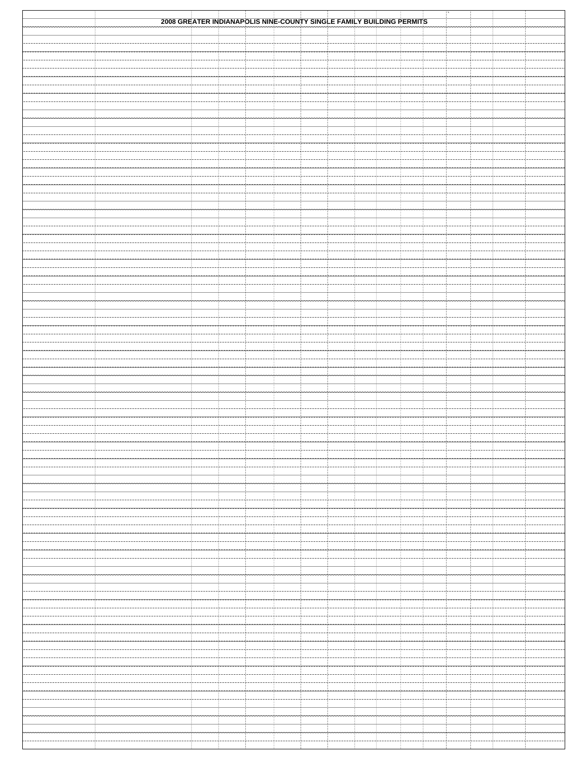# 2008 GREATER INDIANAPOLIS NINE-COUNTY SINGLE FAMILY BUILDING PERMITS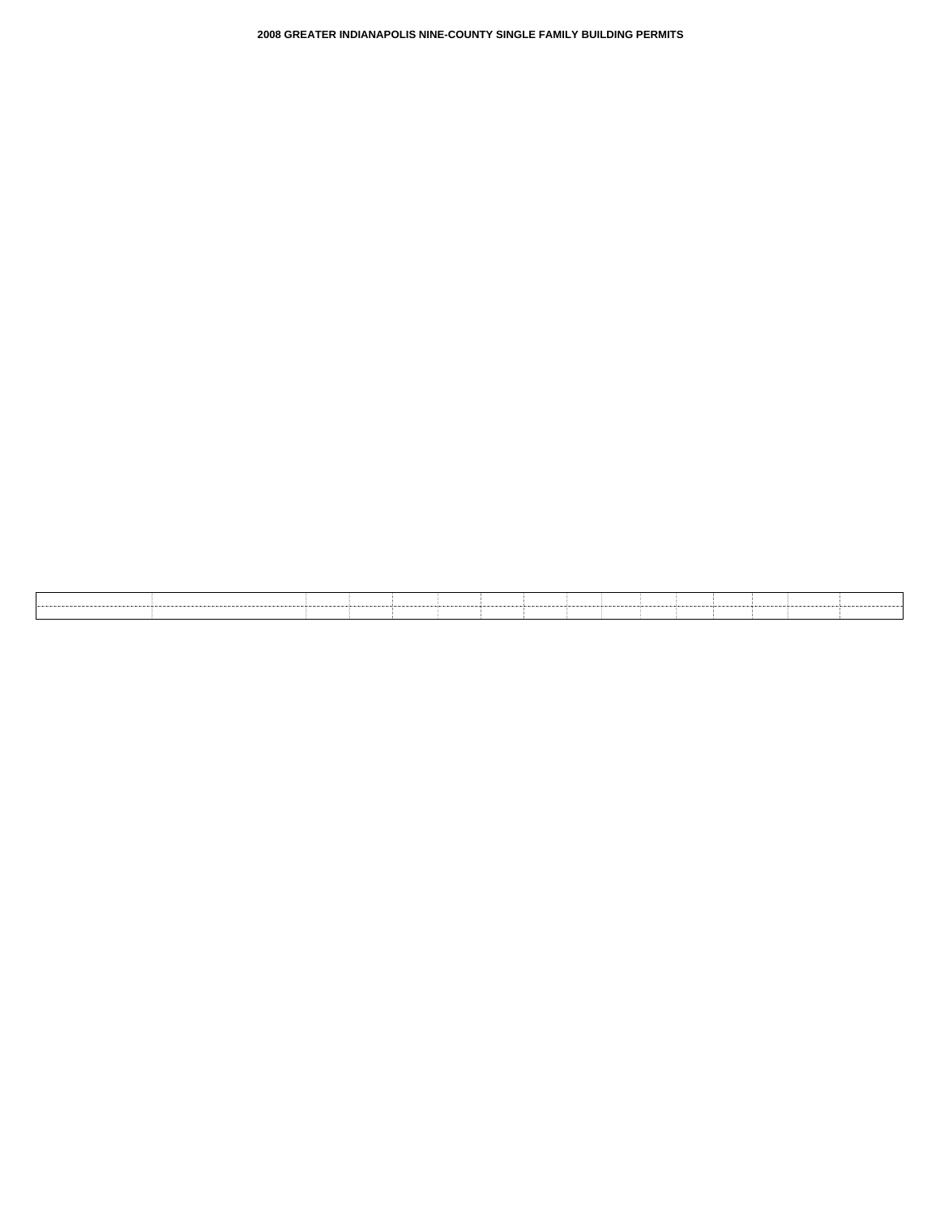**2008 GREATER INDIANAPOLIS NINE-COUNTY SINGLE FAMILY BUILDING PERMITS**